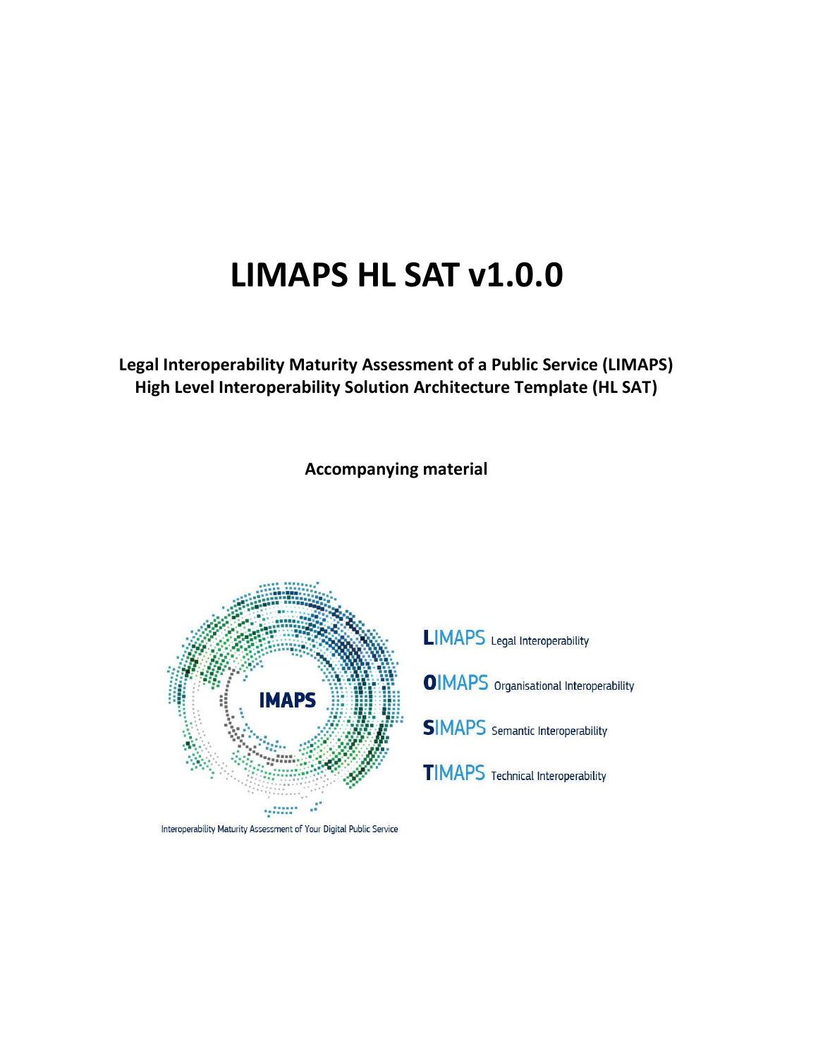# LIMAPS HL SAT v1.0.0

**Legal Interoperability Maturity Assessment of a Public Service (LIMAPS)**
**High Level Interoperability Solution Architecture Template (HL SAT)**

**Accompanying material**

IMAPS

**L**IMAPS Legal Interoperability

**O**IMAPS Organisational Interoperability

**S**IMAPS Semantic Interoperability

**T**IMAPS Technical Interoperability

Interoperability Maturity Assessment of Your Digital Public Service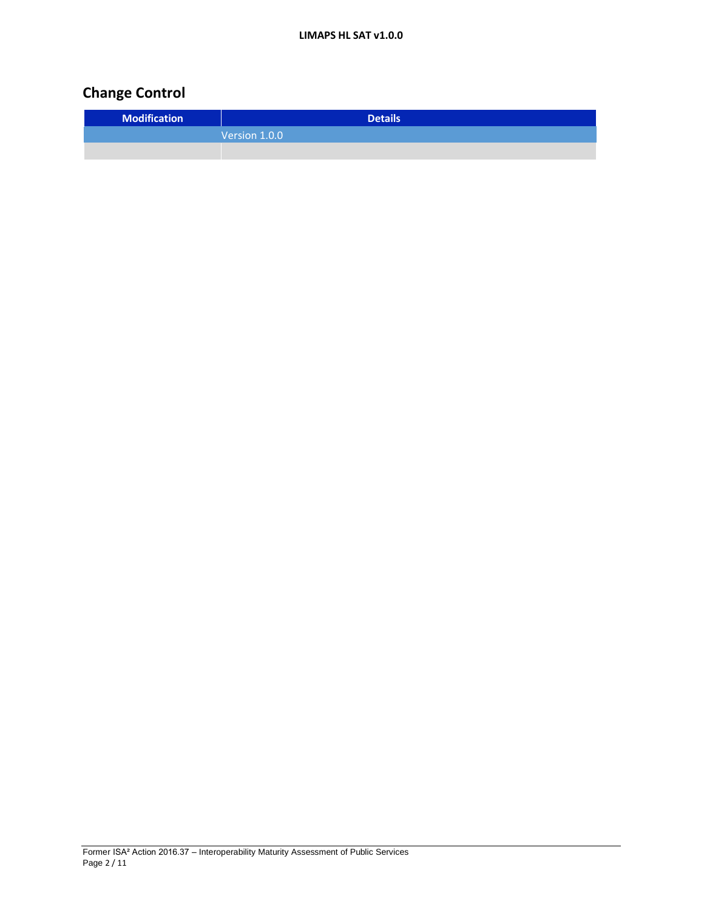## Change Control

| Modification | Details |
|---|---|
| | Version 1.0.0 |
| | |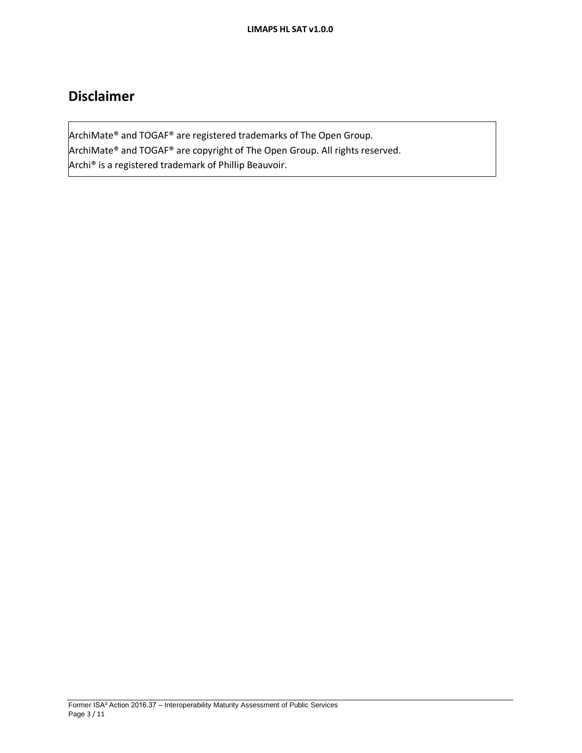# Disclaimer

ArchiMate® and TOGAF® are registered trademarks of The Open Group.
ArchiMate® and TOGAF® are copyright of The Open Group. All rights reserved.
Archi® is a registered trademark of Phillip Beauvoir.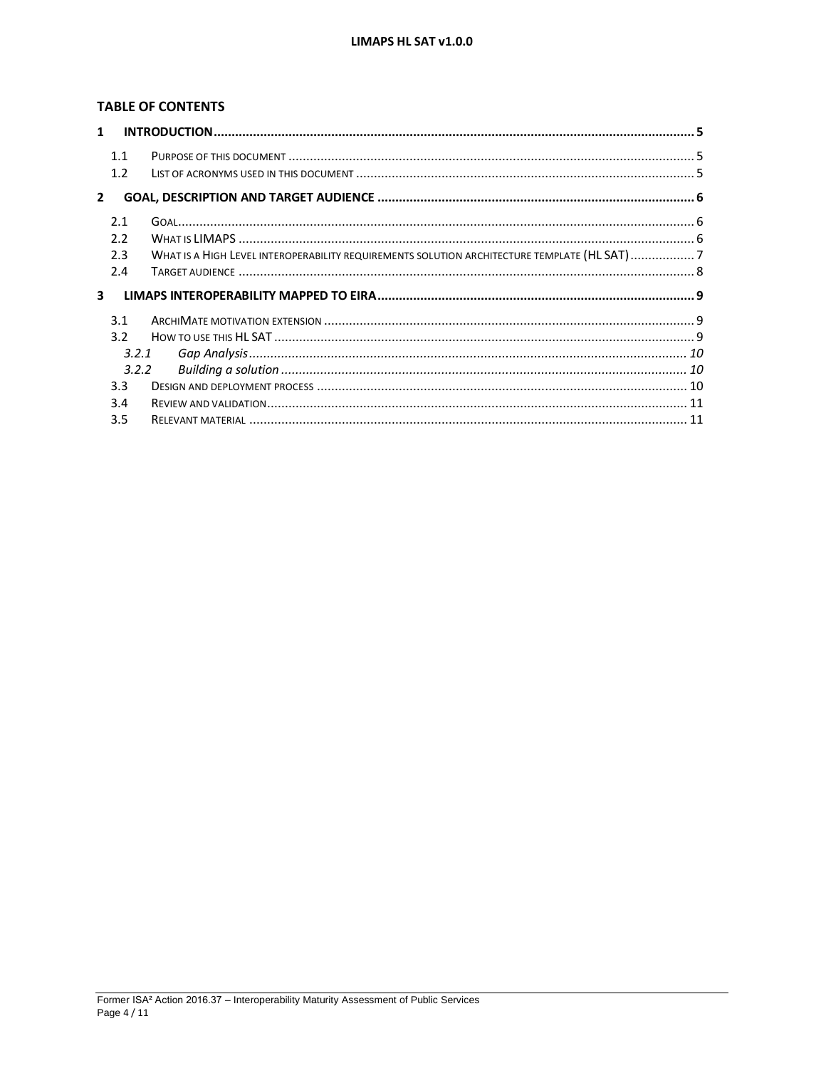**TABLE OF CONTENTS**

1 INTRODUCTION ..... 5
- 1.1 Purpose of this document ..... 5
- 1.2 List of acronyms used in this document ..... 5

2 GOAL, DESCRIPTION AND TARGET AUDIENCE ..... 6
- 2.1 Goal ..... 6
- 2.2 What is LIMAPS ..... 6
- 2.3 What is a High Level interoperability requirements solution architecture template (HL SAT) ..... 7
- 2.4 Target audience ..... 8

3 LIMAPS INTEROPERABILITY MAPPED TO EIRA ..... 9
- 3.1 ArchiMate motivation extension ..... 9
- 3.2 How to use this HL SAT ..... 9
  - *3.2.1 Gap Analysis ..... 10*
  - *3.2.2 Building a solution ..... 10*
- 3.3 Design and deployment process ..... 10
- 3.4 Review and validation ..... 11
- 3.5 Relevant material ..... 11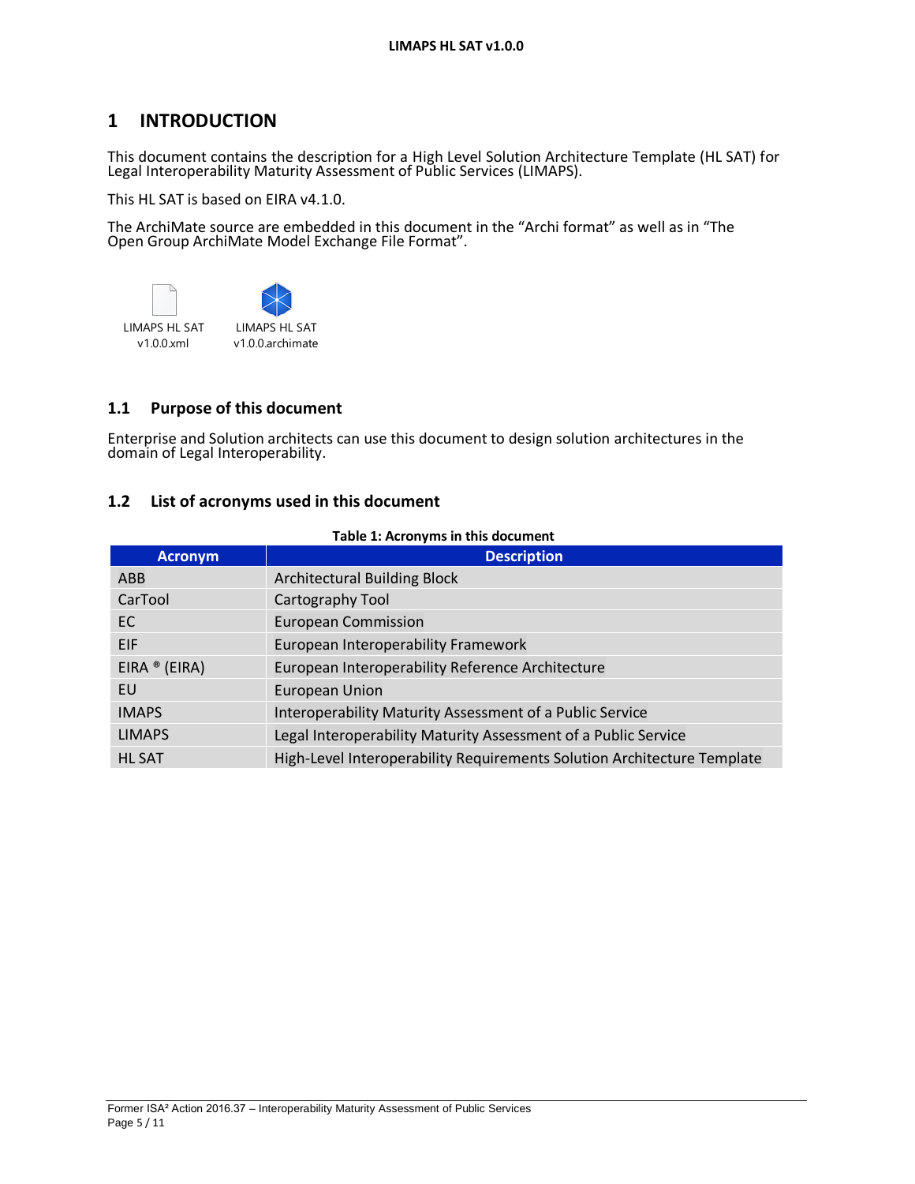# 1 INTRODUCTION

This document contains the description for a High Level Solution Architecture Template (HL SAT) for Legal Interoperability Maturity Assessment of Public Services (LIMAPS).

This HL SAT is based on EIRA v4.1.0.

The ArchiMate source are embedded in this document in the "Archi format" as well as in "The Open Group ArchiMate Model Exchange File Format".

LIMAPS HL SAT v1.0.0.xml

LIMAPS HL SAT v1.0.0.archimate

## 1.1 Purpose of this document

Enterprise and Solution architects can use this document to design solution architectures in the domain of Legal Interoperability.

## 1.2 List of acronyms used in this document

**Table 1: Acronyms in this document**

| Acronym | Description |
|---|---|
| ABB | Architectural Building Block |
| CarTool | Cartography Tool |
| EC | European Commission |
| EIF | European Interoperability Framework |
| EIRA ® (EIRA) | European Interoperability Reference Architecture |
| EU | European Union |
| IMAPS | Interoperability Maturity Assessment of a Public Service |
| LIMAPS | Legal Interoperability Maturity Assessment of a Public Service |
| HL SAT | High-Level Interoperability Requirements Solution Architecture Template |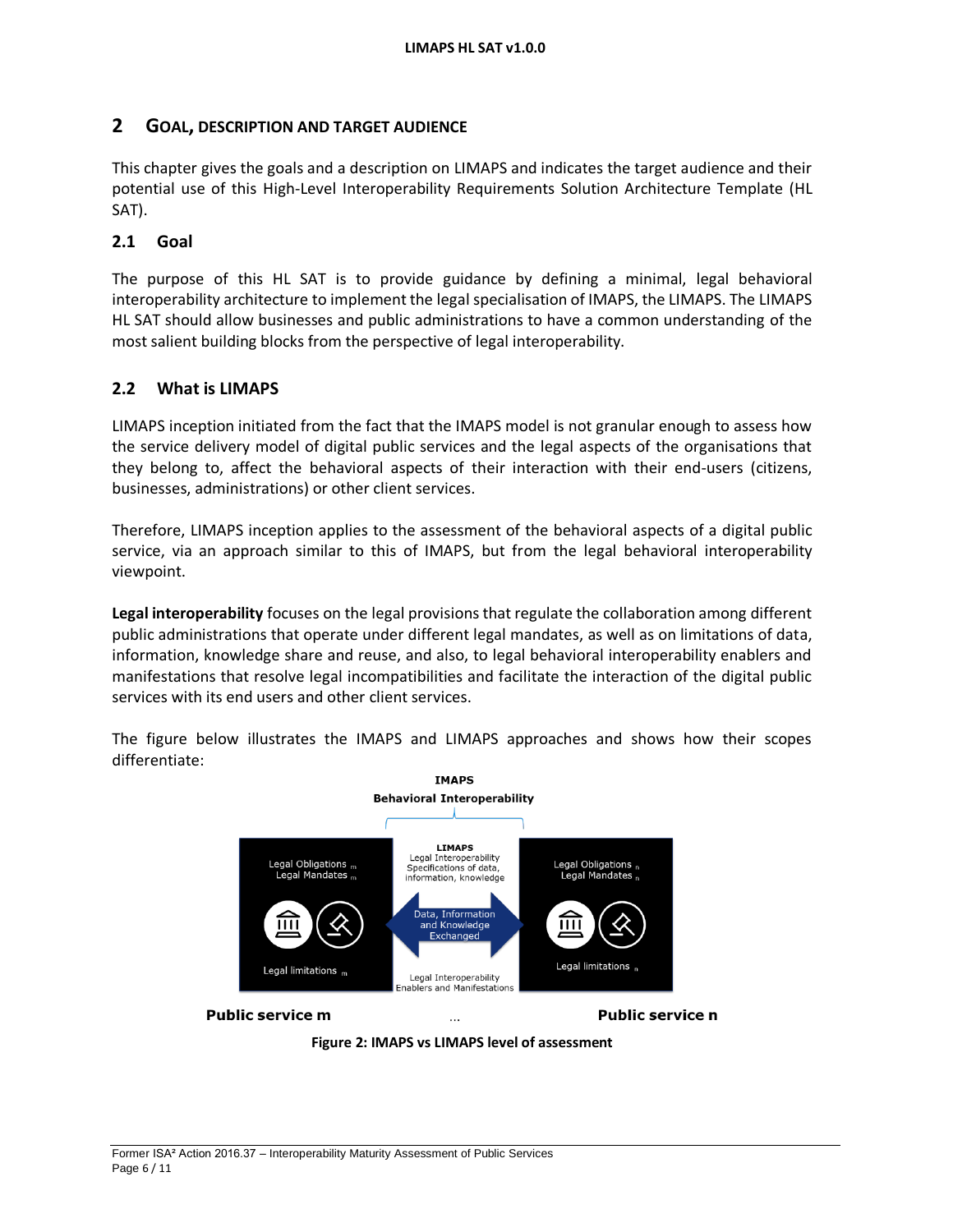## 2 GOAL, DESCRIPTION AND TARGET AUDIENCE

This chapter gives the goals and a description on LIMAPS and indicates the target audience and their potential use of this High-Level Interoperability Requirements Solution Architecture Template (HL SAT).

### 2.1 Goal

The purpose of this HL SAT is to provide guidance by defining a minimal, legal behavioral interoperability architecture to implement the legal specialisation of IMAPS, the LIMAPS. The LIMAPS HL SAT should allow businesses and public administrations to have a common understanding of the most salient building blocks from the perspective of legal interoperability.

### 2.2 What is LIMAPS

LIMAPS inception initiated from the fact that the IMAPS model is not granular enough to assess how the service delivery model of digital public services and the legal aspects of the organisations that they belong to, affect the behavioral aspects of their interaction with their end-users (citizens, businesses, administrations) or other client services.

Therefore, LIMAPS inception applies to the assessment of the behavioral aspects of a digital public service, via an approach similar to this of IMAPS, but from the legal behavioral interoperability viewpoint.

**Legal interoperability** focuses on the legal provisions that regulate the collaboration among different public administrations that operate under different legal mandates, as well as on limitations of data, information, knowledge share and reuse, and also, to legal behavioral interoperability enablers and manifestations that resolve legal incompatibilities and facilitate the interaction of the digital public services with its end users and other client services.

The figure below illustrates the IMAPS and LIMAPS approaches and shows how their scopes differentiate:

**Figure 2: IMAPS vs LIMAPS level of assessment**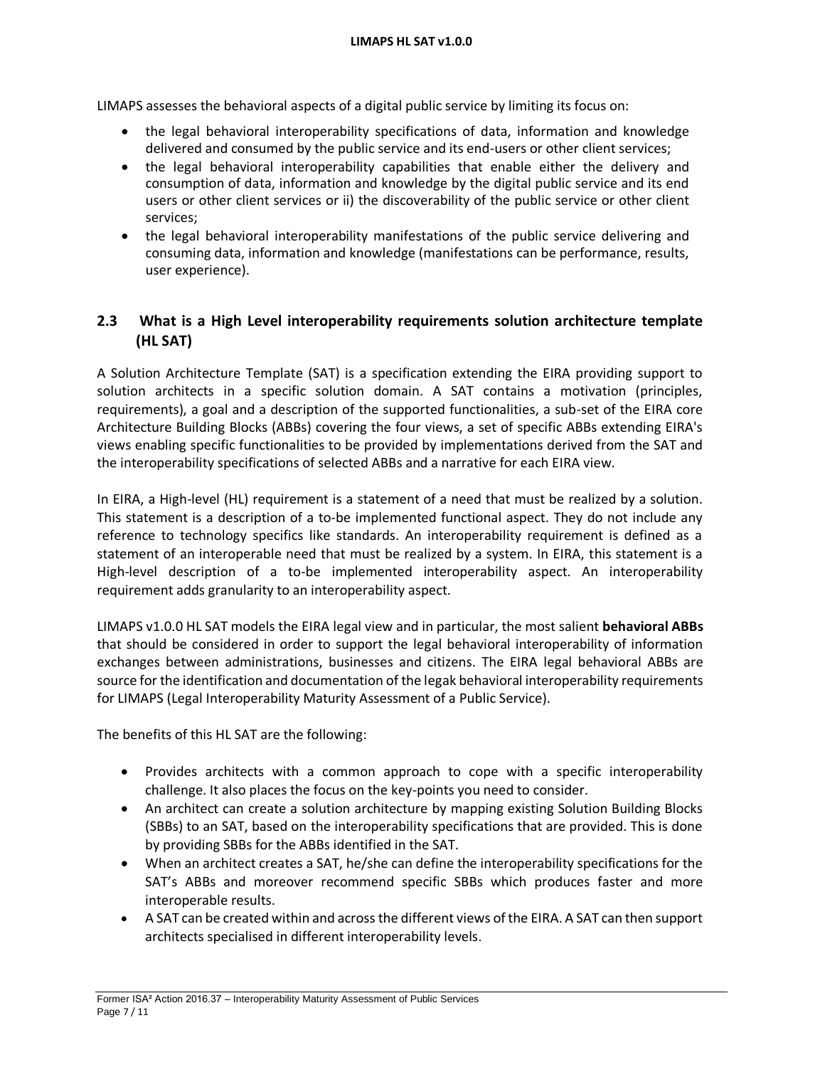LIMAPS assesses the behavioral aspects of a digital public service by limiting its focus on:

- the legal behavioral interoperability specifications of data, information and knowledge delivered and consumed by the public service and its end-users or other client services;
- the legal behavioral interoperability capabilities that enable either the delivery and consumption of data, information and knowledge by the digital public service and its end users or other client services or ii) the discoverability of the public service or other client services;
- the legal behavioral interoperability manifestations of the public service delivering and consuming data, information and knowledge (manifestations can be performance, results, user experience).

## 2.3 What is a High Level interoperability requirements solution architecture template (HL SAT)

A Solution Architecture Template (SAT) is a specification extending the EIRA providing support to solution architects in a specific solution domain. A SAT contains a motivation (principles, requirements), a goal and a description of the supported functionalities, a sub-set of the EIRA core Architecture Building Blocks (ABBs) covering the four views, a set of specific ABBs extending EIRA's views enabling specific functionalities to be provided by implementations derived from the SAT and the interoperability specifications of selected ABBs and a narrative for each EIRA view.

In EIRA, a High-level (HL) requirement is a statement of a need that must be realized by a solution. This statement is a description of a to-be implemented functional aspect. They do not include any reference to technology specifics like standards. An interoperability requirement is defined as a statement of an interoperable need that must be realized by a system. In EIRA, this statement is a High-level description of a to-be implemented interoperability aspect. An interoperability requirement adds granularity to an interoperability aspect.

LIMAPS v1.0.0 HL SAT models the EIRA legal view and in particular, the most salient **behavioral ABBs** that should be considered in order to support the legal behavioral interoperability of information exchanges between administrations, businesses and citizens. The EIRA legal behavioral ABBs are source for the identification and documentation of the legak behavioral interoperability requirements for LIMAPS (Legal Interoperability Maturity Assessment of a Public Service).

The benefits of this HL SAT are the following:

- Provides architects with a common approach to cope with a specific interoperability challenge. It also places the focus on the key-points you need to consider.
- An architect can create a solution architecture by mapping existing Solution Building Blocks (SBBs) to an SAT, based on the interoperability specifications that are provided. This is done by providing SBBs for the ABBs identified in the SAT.
- When an architect creates a SAT, he/she can define the interoperability specifications for the SAT's ABBs and moreover recommend specific SBBs which produces faster and more interoperable results.
- A SAT can be created within and across the different views of the EIRA. A SAT can then support architects specialised in different interoperability levels.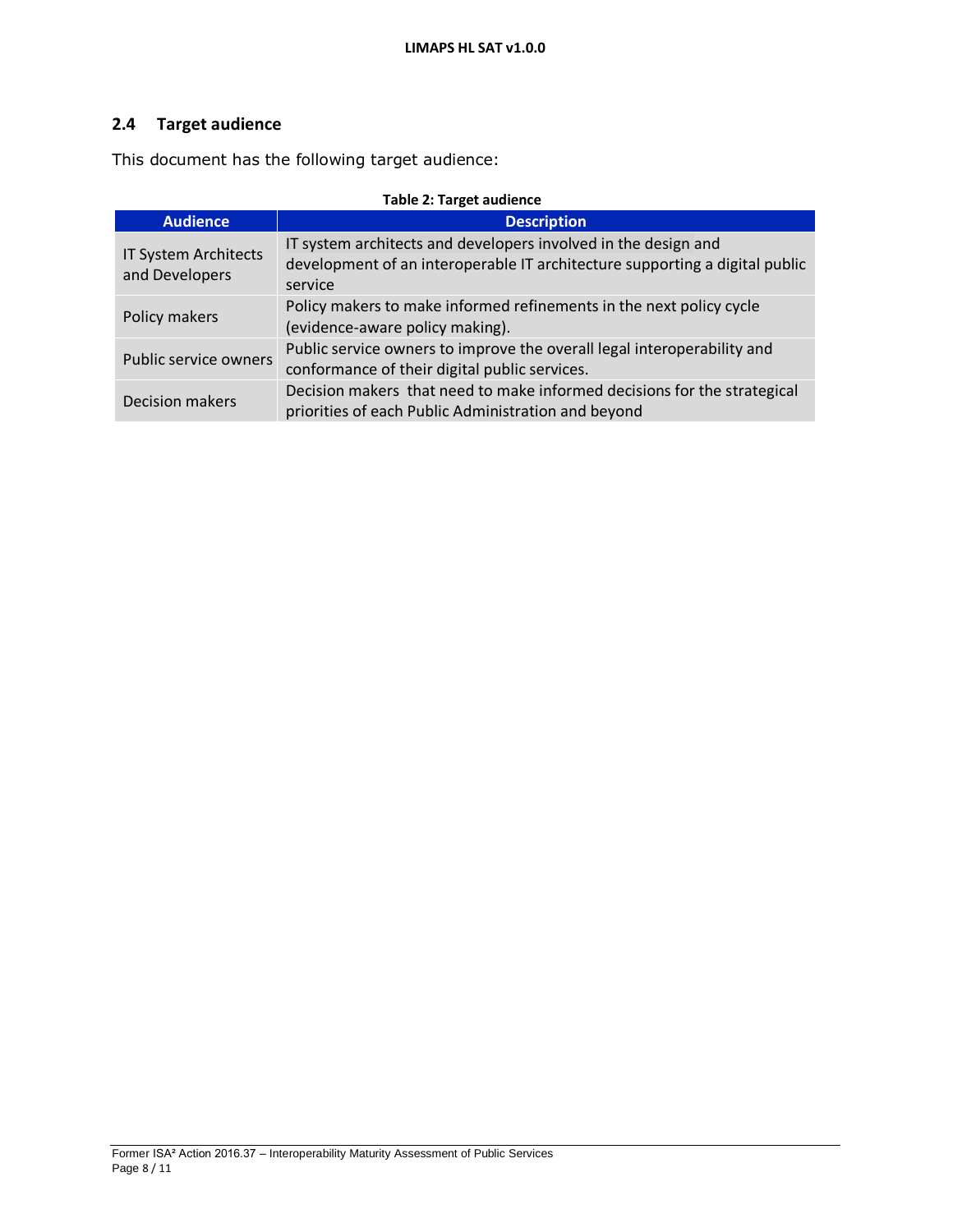## 2.4 Target audience

This document has the following target audience:

**Table 2: Target audience**

| Audience | Description |
| --- | --- |
| IT System Architects and Developers | IT system architects and developers involved in the design and development of an interoperable IT architecture supporting a digital public service |
| Policy makers | Policy makers to make informed refinements in the next policy cycle (evidence-aware policy making). |
| Public service owners | Public service owners to improve the overall legal interoperability and conformance of their digital public services. |
| Decision makers | Decision makers  that need to make informed decisions for the strategical priorities of each Public Administration and beyond |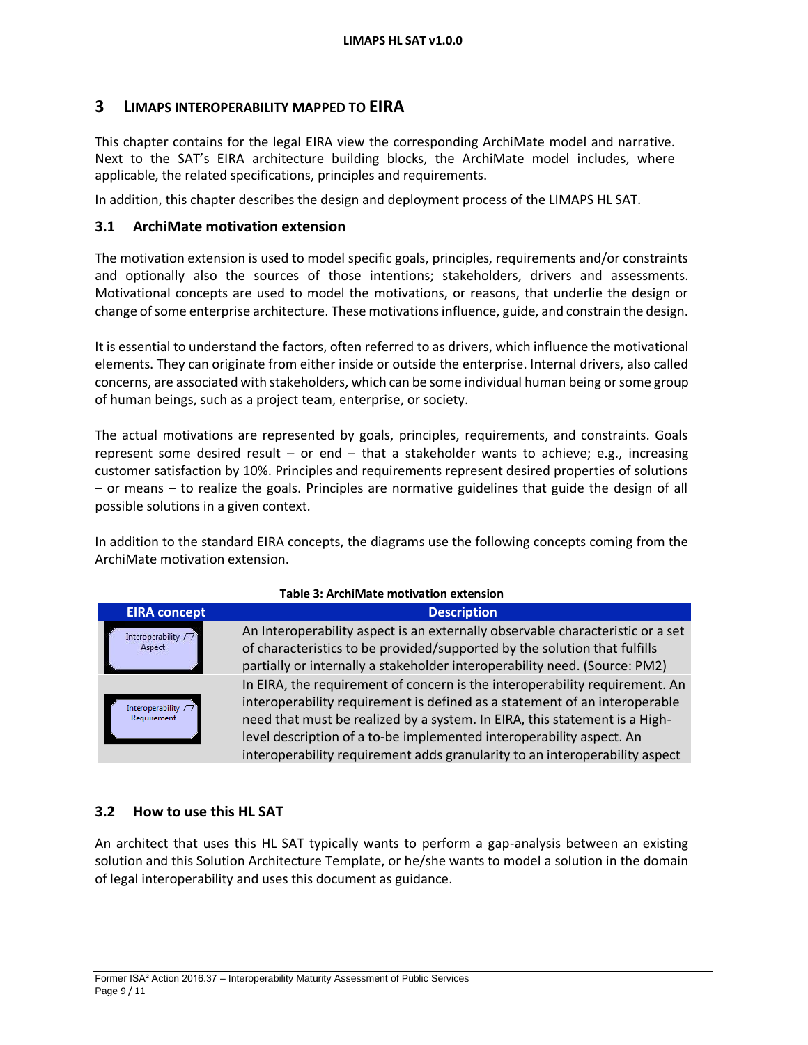# 3 LIMAPS INTEROPERABILITY MAPPED TO EIRA

This chapter contains for the legal EIRA view the corresponding ArchiMate model and narrative. Next to the SAT's EIRA architecture building blocks, the ArchiMate model includes, where applicable, the related specifications, principles and requirements.

In addition, this chapter describes the design and deployment process of the LIMAPS HL SAT.

## 3.1 ArchiMate motivation extension

The motivation extension is used to model specific goals, principles, requirements and/or constraints and optionally also the sources of those intentions; stakeholders, drivers and assessments. Motivational concepts are used to model the motivations, or reasons, that underlie the design or change of some enterprise architecture. These motivations influence, guide, and constrain the design.

It is essential to understand the factors, often referred to as drivers, which influence the motivational elements. They can originate from either inside or outside the enterprise. Internal drivers, also called concerns, are associated with stakeholders, which can be some individual human being or some group of human beings, such as a project team, enterprise, or society.

The actual motivations are represented by goals, principles, requirements, and constraints. Goals represent some desired result – or end – that a stakeholder wants to achieve; e.g., increasing customer satisfaction by 10%. Principles and requirements represent desired properties of solutions – or means – to realize the goals. Principles are normative guidelines that guide the design of all possible solutions in a given context.

In addition to the standard EIRA concepts, the diagrams use the following concepts coming from the ArchiMate motivation extension.

**Table 3: ArchiMate motivation extension**

| EIRA concept | Description |
|---|---|
| Interoperability Aspect | An Interoperability aspect is an externally observable characteristic or a set of characteristics to be provided/supported by the solution that fulfills partially or internally a stakeholder interoperability need. (Source: PM2) |
| Interoperability Requirement | In EIRA, the requirement of concern is the interoperability requirement. An interoperability requirement is defined as a statement of an interoperable need that must be realized by a system. In EIRA, this statement is a High-level description of a to-be implemented interoperability aspect. An interoperability requirement adds granularity to an interoperability aspect |

## 3.2 How to use this HL SAT

An architect that uses this HL SAT typically wants to perform a gap-analysis between an existing solution and this Solution Architecture Template, or he/she wants to model a solution in the domain of legal interoperability and uses this document as guidance.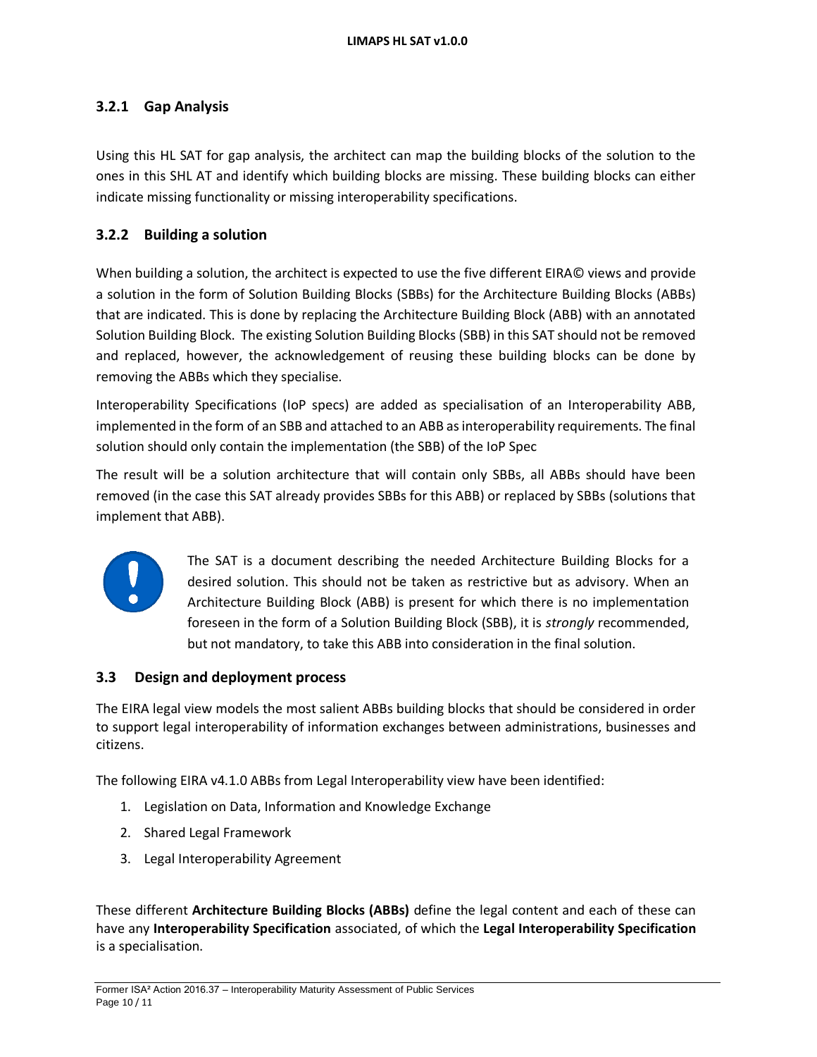### 3.2.1 Gap Analysis

Using this HL SAT for gap analysis, the architect can map the building blocks of the solution to the ones in this SHL AT and identify which building blocks are missing. These building blocks can either indicate missing functionality or missing interoperability specifications.

### 3.2.2 Building a solution

When building a solution, the architect is expected to use the five different EIRA© views and provide a solution in the form of Solution Building Blocks (SBBs) for the Architecture Building Blocks (ABBs) that are indicated. This is done by replacing the Architecture Building Block (ABB) with an annotated Solution Building Block. The existing Solution Building Blocks (SBB) in this SAT should not be removed and replaced, however, the acknowledgement of reusing these building blocks can be done by removing the ABBs which they specialise.

Interoperability Specifications (IoP specs) are added as specialisation of an Interoperability ABB, implemented in the form of an SBB and attached to an ABB as interoperability requirements. The final solution should only contain the implementation (the SBB) of the IoP Spec

The result will be a solution architecture that will contain only SBBs, all ABBs should have been removed (in the case this SAT already provides SBBs for this ABB) or replaced by SBBs (solutions that implement that ABB).

The SAT is a document describing the needed Architecture Building Blocks for a desired solution. This should not be taken as restrictive but as advisory. When an Architecture Building Block (ABB) is present for which there is no implementation foreseen in the form of a Solution Building Block (SBB), it is *strongly* recommended, but not mandatory, to take this ABB into consideration in the final solution.

## 3.3 Design and deployment process

The EIRA legal view models the most salient ABBs building blocks that should be considered in order to support legal interoperability of information exchanges between administrations, businesses and citizens.

The following EIRA v4.1.0 ABBs from Legal Interoperability view have been identified:

1. Legislation on Data, Information and Knowledge Exchange
2. Shared Legal Framework
3. Legal Interoperability Agreement

These different **Architecture Building Blocks (ABBs)** define the legal content and each of these can have any **Interoperability Specification** associated, of which the **Legal Interoperability Specification** is a specialisation.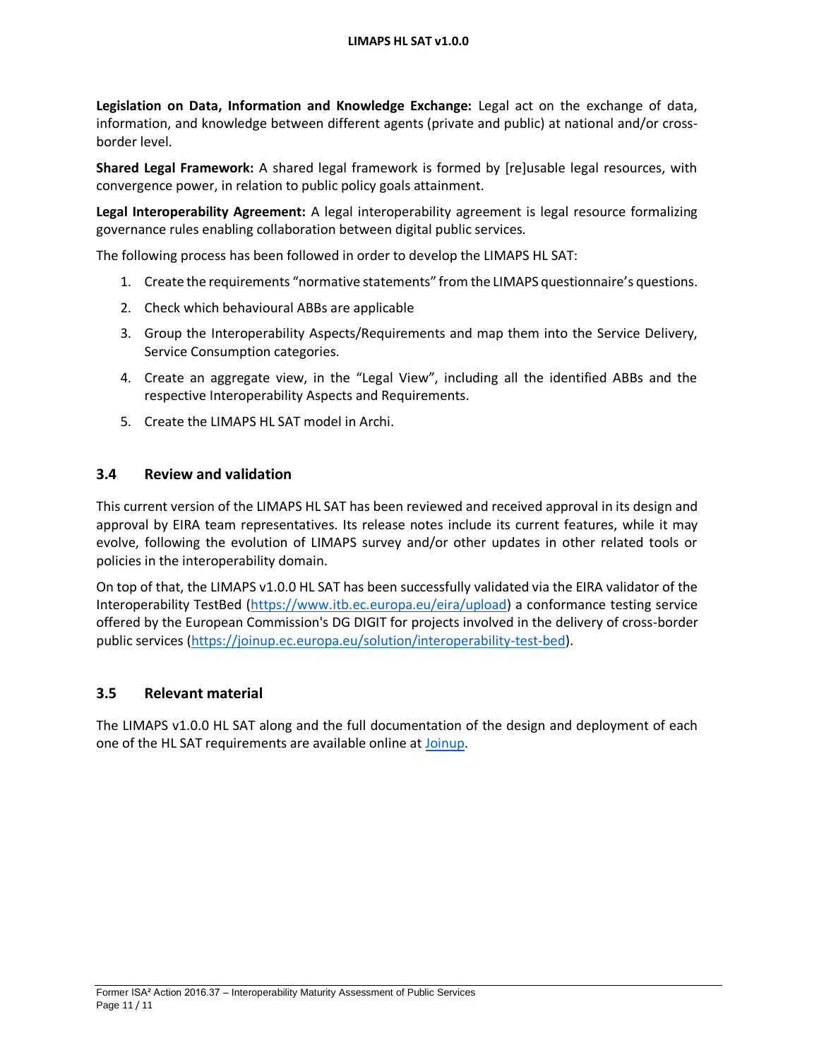**Legislation on Data, Information and Knowledge Exchange:** Legal act on the exchange of data, information, and knowledge between different agents (private and public) at national and/or cross-border level.

**Shared Legal Framework:** A shared legal framework is formed by [re]usable legal resources, with convergence power, in relation to public policy goals attainment.

**Legal Interoperability Agreement:** A legal interoperability agreement is legal resource formalizing governance rules enabling collaboration between digital public services.

The following process has been followed in order to develop the LIMAPS HL SAT:

1. Create the requirements "normative statements" from the LIMAPS questionnaire's questions.
2. Check which behavioural ABBs are applicable
3. Group the Interoperability Aspects/Requirements and map them into the Service Delivery, Service Consumption categories.
4. Create an aggregate view, in the "Legal View", including all the identified ABBs and the respective Interoperability Aspects and Requirements.
5. Create the LIMAPS HL SAT model in Archi.

## 3.4 Review and validation

This current version of the LIMAPS HL SAT has been reviewed and received approval in its design and approval by EIRA team representatives. Its release notes include its current features, while it may evolve, following the evolution of LIMAPS survey and/or other updates in other related tools or policies in the interoperability domain.

On top of that, the LIMAPS v1.0.0 HL SAT has been successfully validated via the EIRA validator of the Interoperability TestBed (https://www.itb.ec.europa.eu/eira/upload) a conformance testing service offered by the European Commission's DG DIGIT for projects involved in the delivery of cross-border public services (https://joinup.ec.europa.eu/solution/interoperability-test-bed).

## 3.5 Relevant material

The LIMAPS v1.0.0 HL SAT along and the full documentation of the design and deployment of each one of the HL SAT requirements are available online at Joinup.